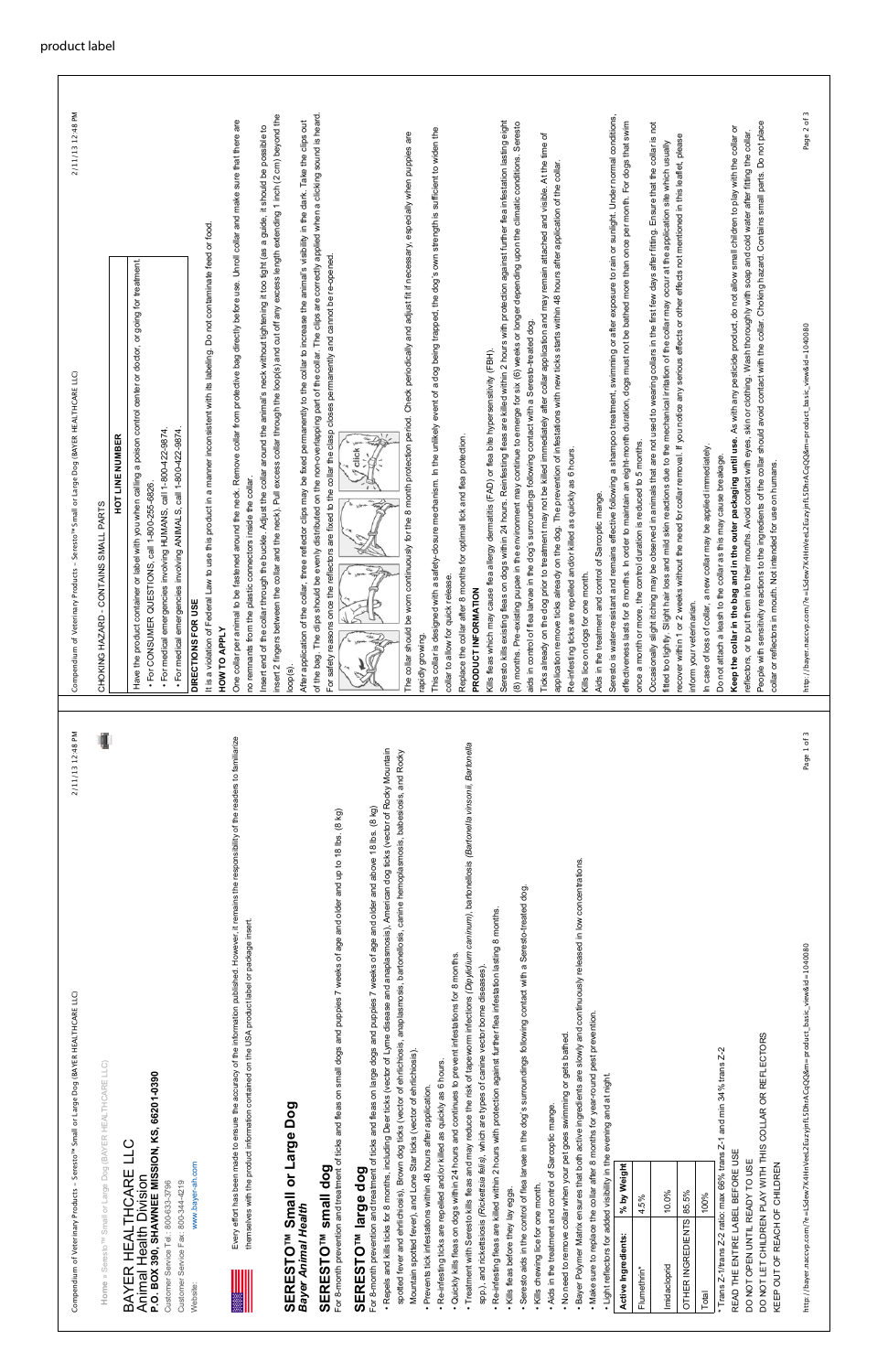product label

Home » Seresto™ Small or Large Dog (BAYER HEALTHCARE LLC)

BAYER HEALTHCARE LLC
Animal Health Division
**P.O. BOX 390, SHAWNEE MISSION, KS, 66201-0390**
Customer Service Tel.: 800-633-3796
Customer Service Fax: 800-344-4219
Website: www.bayer-ah.com

Every effort has been made to ensure the accuracy of the information published. However, it remains the responsibility of the readers to familiarize themselves with the product information contained on the USA product label or package insert.

# SERESTO™ Small or Large Dog

***Bayer Animal Health***

## SERESTO™ small dog

For 8-month prevention and treatment of ticks and fleas on small dogs and puppies 7 weeks of age and older and up to 18 lbs. (8 kg)

## SERESTO™ large dog

For 8-month prevention and treatment of ticks and fleas on large dogs and puppies 7 weeks of age and older and above 18 lbs. (8 kg)

- Repels and kills ticks for 8 months, including Deer ticks (vector of Lyme disease and anaplasmosis), American dog ticks (vector of Rocky Mountain spotted fever and ehrlichiosis), Brown dog ticks (vector of ehrlichiosis, anaplasmosis, bartonellosis, canine hemoplasmosis, babesiosis, and Rocky Mountain spotted fever), and Lone Star ticks (vector of ehrlichiosis).
- Prevents tick infestations within 48 hours after application.
- Re-infesting ticks are repelled and/or killed as quickly as 6 hours.
- Quickly kills fleas on dogs within 24 hours and continues to prevent infestations for 8 months.
- Treatment with Seresto kills fleas and may reduce the risk of tapeworm infections (*Dipylidium caninum*), bartonellosis (*Bartonella vinsonii, Bartonella* spp.), and rickettsiosis (*Rickettsia felis*), which are types of canine vector borne diseases).
- Re-infesting fleas are killed within 2 hours with protection against further flea infestation lasting 8 months.
- Kills fleas before they lay eggs.
- Seresto aids in the control of flea larvae in the dog's surroundings following contact with a Seresto-treated dog.
- Kills chewing lice for one month.
- Aids in the treatment and control of Sarcoptic mange.
- No need to remove collar when your pet goes swimming or gets bathed.
- Bayer Polymer Matrix ensures that both active ingredients are slowly and continuously released in low concentrations.
- Make sure to replace the collar after 8 months for year-round pest prevention.
- Light reflectors for added visibility in the evening and at night.

| Active Ingredients: | % by Weight |
|---|---|
| Flumethrin* | 4.5% |
| Imidacloprid | 10.0% |
| OTHER INGREDIENTS | 85.5% |
| Total | 100% |

\* Trans Z-1/trans Z-2 ratio: max 66% trans Z-1 and min 34% trans Z-2

READ THE ENTIRE LABEL BEFORE USE
DO NOT OPEN UNTIL READY TO USE
DO NOT LET CHILDREN PLAY WITH THIS COLLAR OR REFLECTORS
KEEP OUT OF REACH OF CHILDREN

CHOKING HAZARD - CONTAINS SMALL PARTS

| HOT LINE NUMBER |
|---|
| Have the product container or label with you when calling a poison control center or doctor, or going for treatment. • For CONSUMER QUESTIONS, call 1-800-255-6826. • For medical emergencies involving HUMANS, call 1-800-422-9874. • For medical emergencies involving ANIMALS, call 1-800-422-9874. |

**DIRECTIONS FOR USE**

It is a violation of Federal Law to use this product in a manner inconsistent with its labeling. Do not contaminate feed or food.

**HOW TO APPLY**

One collar per animal to be fastened around the neck. Remove collar from protective bag directly before use. Unroll collar and make sure that there are no remnants from the plastic connectors inside the collar.

Insert end of the collar through the buckle. Adjust the collar around the animal's neck without tightening it too tight (as a guide, it should be possible to insert 2 fingers between the collar and the neck). Pull excess collar through the loop(s) and cut off any excess length extending 1 inch (2 cm) beyond the loop(s).

After application of the collar, three reflector clips may be fixed permanently to the collar to increase the animal's visibility in the dark. Take the clips out of the bag. The clips should be evenly distributed on the non-overlapping part of the collar. The clips are correctly applied when a clicking sound is heard. For safety reasons once the reflectors are fixed to the collar the clasp closes permanently and cannot be re-opened.

The collar should be worn continuously for the 8 month protection period. Check periodically and adjust fit if necessary, especially when puppies are rapidly growing.

This collar is designed with a safety-closure mechanism. In the unlikely event of a dog being trapped, the dog's own strength is sufficient to widen the collar to allow for quick release.

Replace the collar after 8 months for optimal tick and flea protection.

**PRODUCT INFORMATION**

Kills fleas which may cause flea allergy dermatitis (FAD) or flea bite hypersensitivity (FBH).

Seresto existing fleas on dogs within 24 hours. Reinfesting fleas are killed within 2 hours with protection against further flea infestation lasting eight (8) months. Pre-existing pupae in the environment may continue to emerge for six (6) weeks or longer depending upon the climatic conditions. Seresto aids in control of flea larvae in the dog's surroundings following contact with a Seresto-treated dog.

Ticks already on the dog prior to treatment may not be killed immediately after collar application and may remain attached and visible. At the time of application remove ticks already on the dog. The prevention of infestations with new ticks starts within 48 hours after application of the collar.

Re-infesting ticks are repelled and/or killed as quickly as 6 hours.

Kills lice on dogs for one month.

Aids in the treatment and control of Sarcoptic mange.

Seresto is water-resistant and remains effective following a shampoo treatment, swimming or after exposure to rain or sunlight. Under normal conditions, effectiveness lasts for 8 months. In order to maintain an eight-month duration, dogs must not be bathed more than once per month. For dogs that swim once a month or more, the control duration is reduced to 5 months.

Occasionally slight itching may be observed in animals that are not used to wearing collars in the first few days after fitting. Ensure that the collar is not fitted too tightly. Slight hair loss and mild skin reactions due to the mechanical irritation of the collar may occur at the application site which usually recover within 1 or 2 weeks without the need for collar removal. If you notice any serious effects or other effects not mentioned in this leaflet, please inform your veterinarian.

In case of loss of collar, a new collar may be applied immediately.

Do not attach a leash to the collar as this may cause breakage.

**Keep the collar in the bag and in the outer packaging until use.** As with any pesticide product, do not allow small children to play with the collar or reflectors, or to put them into their mouths. Avoid contact with eyes, skin or clothing. Wash thoroughly with soap and cold water after fitting the collar.

People with sensitivity reactions to the ingredients of the collar should avoid contact with the collar. Choking hazard. Contains small parts. Do not place collar or reflectors in mouth. Not intended for use on humans.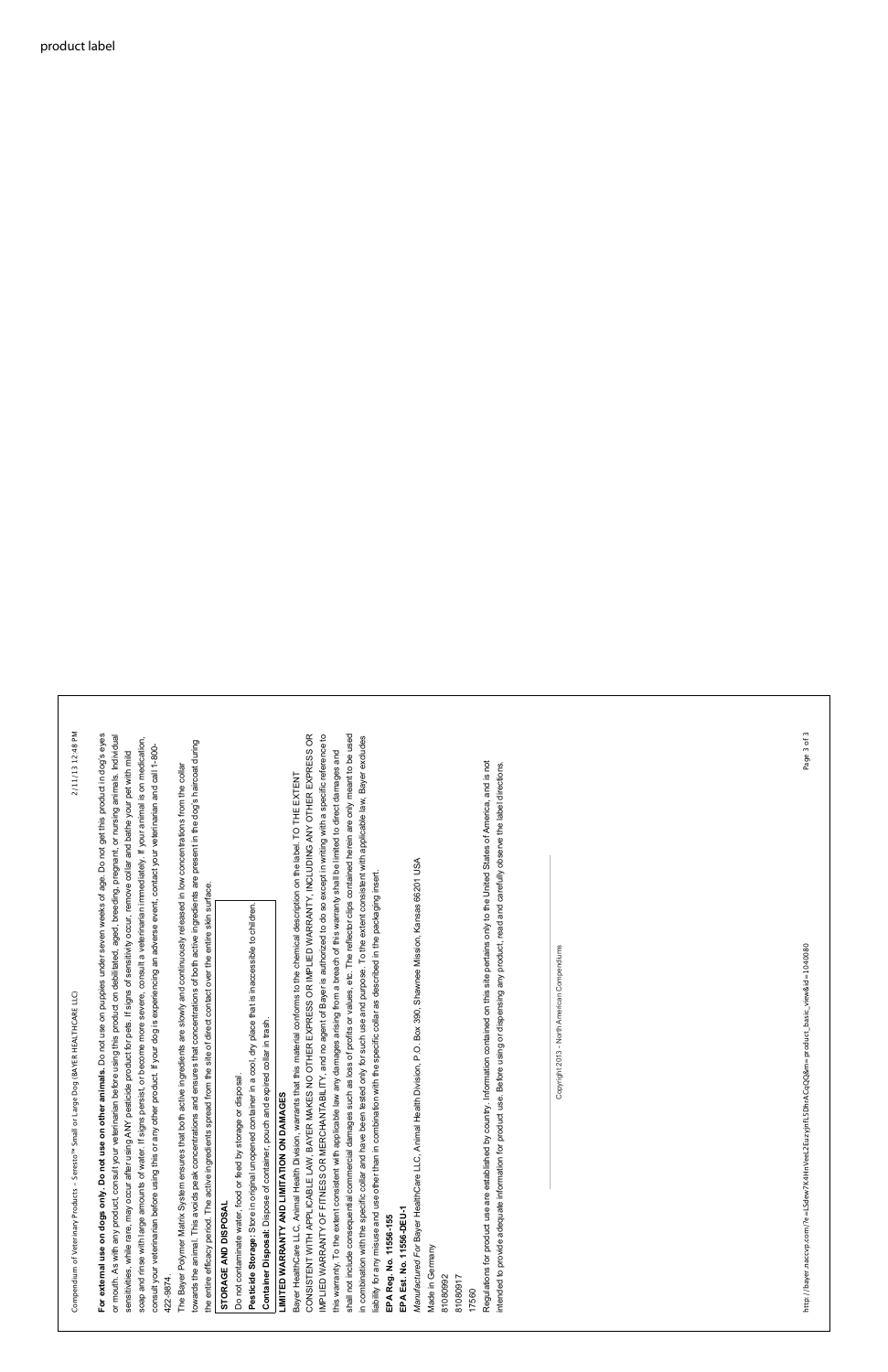product label

**For external use on dogs only. Do not use on other animals.** Do not use on puppies under seven weeks of age. Do not get this product in dog's eyes or mouth. As with any product, consult your veterinarian before using this product on debilitated, aged, breeding, pregnant, or nursing animals. Individual sensitivities, while rare, may occur after using ANY pesticide product for pets. If signs of sensitivity occur, remove collar and bathe your pet with mild soap and rinse with large amounts of water. If signs persist, or become more severe, consult a veterinarian immediately. If your animal is on medication, consult your veterinarian before using this or any other product. If your dog is experiencing an adverse event, contact your veterinarian and call 1-800-422-9874.

The Bayer Polymer Matrix System ensures that both active ingredients are slowly and continuously released in low concentrations from the collar towards the animal. This avoids peak concentrations and ensures that concentrations of both active ingredients are present in the dog's haircoat during the entire efficacy period. The active ingredients spread from the site of direct contact over the entire skin surface.

**STORAGE AND DISPOSAL**

Do not contaminate water, food or feed by storage or disposal.

**Pesticide Storage:** Store in original unopened container in a cool, dry place that is inaccessible to children.

**Container Disposal:** Dispose of container, pouch and expired collar in trash.

**LIMITED WARRANTY AND LIMITATION ON DAMAGES**

Bayer HealthCare LLC, Animal Health Division, warrants that this material conforms to the chemical description on the label. TO THE EXTENT CONSISTENT WITH APPLICABLE LAW, BAYER MAKES NO OTHER EXPRESS OR IMPLIED WARRANTY, INCLUDING ANY OTHER EXPRESS OR IMPLIED WARRANTY OF FITNESS OR MERCHANTABILITY, and no agent of Bayer is authorized to do so except in writing with a specific reference to this warranty. To the extent consistent with applicable law any damages arising from a breach of this warranty shall be limited to direct damages and shall not include consequential commercial damages such as loss of profits or values, etc. The reflector clips contained herein are only meant to be used in combination with the specific collar and have been tested only for such use and purpose. To the extent consistent with applicable law, Bayer excludes liability for any misuse and use other than in combination with the specific collar as described in the packaging insert.

**EPA Reg. No. 11556-155**

**EPA Est. No. 11556-DEU-1**

*Manufactured For* Bayer HealthCare LLC, Animal Health Division, P.O. Box 390, Shawnee Mission, Kansas 66201 USA

Made in Germany

81080992

81080917

17560

Copyright 2013 - North American Compendiums

Regulations for product use are established by country. Information contained on this site pertains only to the United States of America, and is not intended to provide adequate information for product use. Before using or dispensing any product, read and carefully observe the label directions.